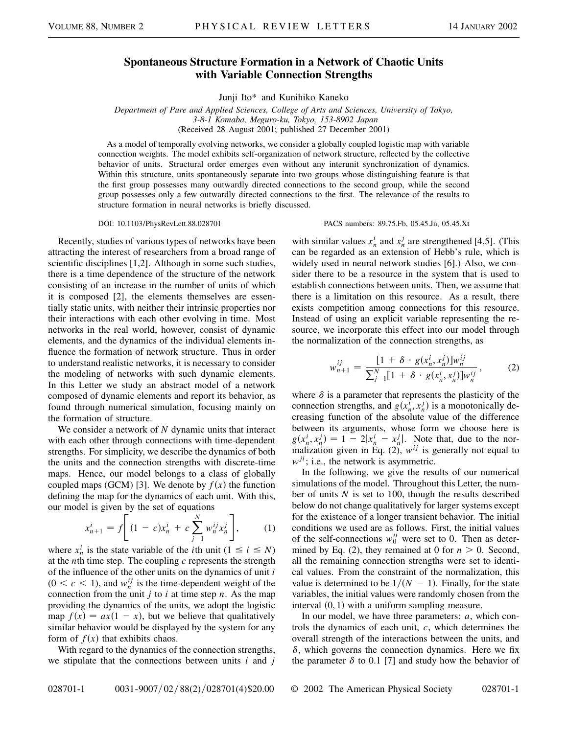# Spontaneous Structure Formation in a Network of Chaotic Units with Variable Connection Strengths

Junji Ito* and Kunihiko Kaneko

*Department of Pure and Applied Sciences, College of Arts and Sciences, University of Tokyo, 3-8-1 Komaba, Meguro-ku, Tokyo, 153-8902 Japan*

(Received 28 August 2001; published 27 December 2001)

As a model of temporally evolving networks, we consider a globally coupled logistic map with variable connection weights. The model exhibits self-organization of network structure, reflected by the collective behavior of units. Structural order emerges even without any interunit synchronization of dynamics. Within this structure, units spontaneously separate into two groups whose distinguishing feature is that the first group possesses many outwardly directed connections to the second group, while the second group possesses only a few outwardly directed connections to the first. The relevance of the results to structure formation in neural networks is briefly discussed.

DOI: 10.1103/PhysRevLett.88.028701 PACS numbers: 89.75.Fb, 05.45.Jn, 05.45.Xt

Recently, studies of various types of networks have been attracting the interest of researchers from a broad range of scientific disciplines [1,2]. Although in some such studies, there is a time dependence of the structure of the network consisting of an increase in the number of units of which it is composed [2], the elements themselves are essentially static units, with neither their intrinsic properties nor their interactions with each other evolving in time. Most networks in the real world, however, consist of dynamic elements, and the dynamics of the individual elements influence the formation of network structure. Thus in order to understand realistic networks, it is necessary to consider the modeling of networks with such dynamic elements. In this Letter we study an abstract model of a network composed of dynamic elements and report its behavior, as found through numerical simulation, focusing mainly on the formation of structure.

We consider a network of $N$ dynamic units that interact with each other through connections with time-dependent strengths. For simplicity, we describe the dynamics of both the units and the connection strengths with discrete-time maps. Hence, our model belongs to a class of globally coupled maps (GCM) [3]. We denote by $f(x)$ the function defining the map for the dynamics of each unit. With this, our model is given by the set of equations

$$x_{n+1}^i = f\left[(1 - c)x_n^i + c \sum_{j=1}^{N} w_n^{ij} x_n^j\right], \qquad (1)$$

where $x_n^i$ is the state variable of the $i$th unit ($1 \leq i \leq N$) at the $n$th time step. The coupling $c$ represents the strength of the influence of the other units on the dynamics of unit $i$ ($0 < c < 1$), and $w_n^{ij}$ is the time-dependent weight of the connection from the unit $j$ to $i$ at time step $n$. As the map providing the dynamics of the units, we adopt the logistic map $f(x) = ax(1 - x)$, but we believe that qualitatively similar behavior would be displayed by the system for any form of $f(x)$ that exhibits chaos.

With regard to the dynamics of the connection strengths, we stipulate that the connections between units $i$ and $j$ with similar values $x_n^i$ and $x_n^j$ are strengthened [4,5]. (This can be regarded as an extension of Hebb's rule, which is widely used in neural network studies [6].) Also, we consider there to be a resource in the system that is used to establish connections between units. Then, we assume that there is a limitation on this resource. As a result, there exists competition among connections for this resource. Instead of using an explicit variable representing the resource, we incorporate this effect into our model through the normalization of the connection strengths, as

$$w_{n+1}^{ij} = \frac{[1 + \delta \cdot g(x_n^i, x_n^j)]w_n^{ij}}{\sum_{j=1}^{N}[1 + \delta \cdot g(x_n^i, x_n^j)]w_n^{ij}}, \qquad (2)$$

where $\delta$ is a parameter that represents the plasticity of the connection strengths, and $g(x_n^i, x_n^j)$ is a monotonically decreasing function of the absolute value of the difference between its arguments, whose form we choose here is $g(x_n^i, x_n^j) = 1 - 2|x_n^i - x_n^j|$. Note that, due to the normalization given in Eq. (2), $w^{ij}$ is generally not equal to $w^{ji}$; i.e., the network is asymmetric.

In the following, we give the results of our numerical simulations of the model. Throughout this Letter, the number of units $N$ is set to 100, though the results described below do not change qualitatively for larger systems except for the existence of a longer transient behavior. The initial conditions we used are as follows. First, the initial values of the self-connections $w_0^{ii}$ were set to 0. Then as determined by Eq. (2), they remained at 0 for $n > 0$. Second, all the remaining connection strengths were set to identical values. From the constraint of the normalization, this value is determined to be $1/(N - 1)$. Finally, for the state variables, the initial values were randomly chosen from the interval $(0, 1)$ with a uniform sampling measure.

In our model, we have three parameters: $a$, which controls the dynamics of each unit, $c$, which determines the overall strength of the interactions between the units, and $\delta$, which governs the connection dynamics. Here we fix the parameter $\delta$ to 0.1 [7] and study how the behavior of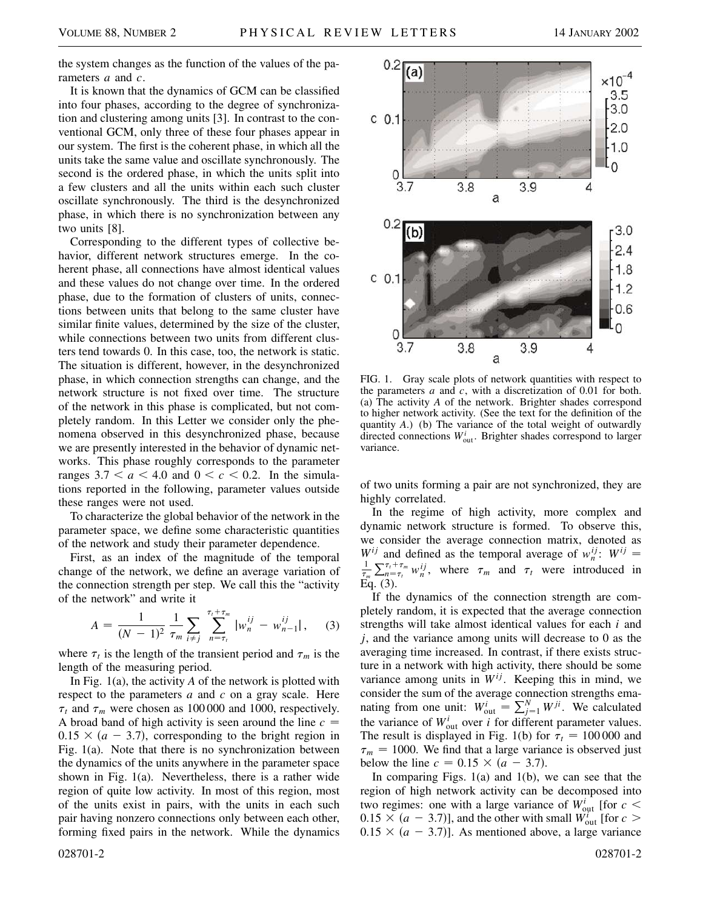the system changes as the function of the values of the parameters $a$ and $c$.

It is known that the dynamics of GCM can be classified into four phases, according to the degree of synchronization and clustering among units [3]. In contrast to the conventional GCM, only three of these four phases appear in our system. The first is the coherent phase, in which all the units take the same value and oscillate synchronously. The second is the ordered phase, in which the units split into a few clusters and all the units within each such cluster oscillate synchronously. The third is the desynchronized phase, in which there is no synchronization between any two units [8].

Corresponding to the different types of collective behavior, different network structures emerge. In the coherent phase, all connections have almost identical values and these values do not change over time. In the ordered phase, due to the formation of clusters of units, connections between units that belong to the same cluster have similar finite values, determined by the size of the cluster, while connections between two units from different clusters tend towards 0. In this case, too, the network is static. The situation is different, however, in the desynchronized phase, in which connection strengths can change, and the network structure is not fixed over time. The structure of the network in this phase is complicated, but not completely random. In this Letter we consider only the phenomena observed in this desynchronized phase, because we are presently interested in the behavior of dynamic networks. This phase roughly corresponds to the parameter ranges $3.7 < a < 4.0$ and $0 < c < 0.2$. In the simulations reported in the following, parameter values outside these ranges were not used.

To characterize the global behavior of the network in the parameter space, we define some characteristic quantities of the network and study their parameter dependence.

First, as an index of the magnitude of the temporal change of the network, we define an average variation of the connection strength per step. We call this the "activity of the network" and write it

$$A = \frac{1}{(N-1)^2} \frac{1}{\tau_m} \sum_{i \neq j} \sum_{n=\tau_t}^{\tau_t+\tau_m} |w_n^{ij} - w_{n-1}^{ij}|, \qquad (3)$$

where $\tau_t$ is the length of the transient period and $\tau_m$ is the length of the measuring period.

In Fig. 1(a), the activity $A$ of the network is plotted with respect to the parameters $a$ and $c$ on a gray scale. Here $\tau_t$ and $\tau_m$ were chosen as 100 000 and 1000, respectively. A broad band of high activity is seen around the line $c = 0.15 \times (a - 3.7)$, corresponding to the bright region in Fig. 1(a). Note that there is no synchronization between the dynamics of the units anywhere in the parameter space shown in Fig. 1(a). Nevertheless, there is a rather wide region of quite low activity. In most of this region, most of the units exist in pairs, with the units in each such pair having nonzero connections only between each other, forming fixed pairs in the network. While the dynamics of two units forming a pair are not synchronized, they are highly correlated.

FIG. 1. Gray scale plots of network quantities with respect to the parameters $a$ and $c$, with a discretization of 0.01 for both. (a) The activity $A$ of the network. Brighter shades correspond to higher network activity. (See the text for the definition of the quantity $A$.) (b) The variance of the total weight of outwardly directed connections $W_{\text{out}}^i$. Brighter shades correspond to larger variance.

In the regime of high activity, more complex and dynamic network structure is formed. To observe this, we consider the average connection matrix, denoted as $W^{ij}$ and defined as the temporal average of $w_n^{ij}$: $W^{ij} = \frac{1}{\tau_m} \sum_{n=\tau_t}^{\tau_t+\tau_m} w_n^{ij}$, where $\tau_m$ and $\tau_t$ were introduced in Eq. (3).

If the dynamics of the connection strength are completely random, it is expected that the average connection strengths will take almost identical values for each $i$ and $j$, and the variance among units will decrease to 0 as the averaging time increased. In contrast, if there exists structure in a network with high activity, there should be some variance among units in $W^{ij}$. Keeping this in mind, we consider the sum of the average connection strengths emanating from one unit: $W_{\text{out}}^i = \sum_{j=1}^N W^{ji}$. We calculated the variance of $W_{\text{out}}^i$ over $i$ for different parameter values. The result is displayed in Fig. 1(b) for $\tau_t = 100\,000$ and $\tau_m = 1000$. We find that a large variance is observed just below the line $c = 0.15 \times (a - 3.7)$.

In comparing Figs. 1(a) and 1(b), we can see that the region of high network activity can be decomposed into two regimes: one with a large variance of $W_{\text{out}}^i$ [for $c < 0.15 \times (a - 3.7)$], and the other with small $W_{\text{out}}^i$ [for $c > 0.15 \times (a - 3.7)$]. As mentioned above, a large variance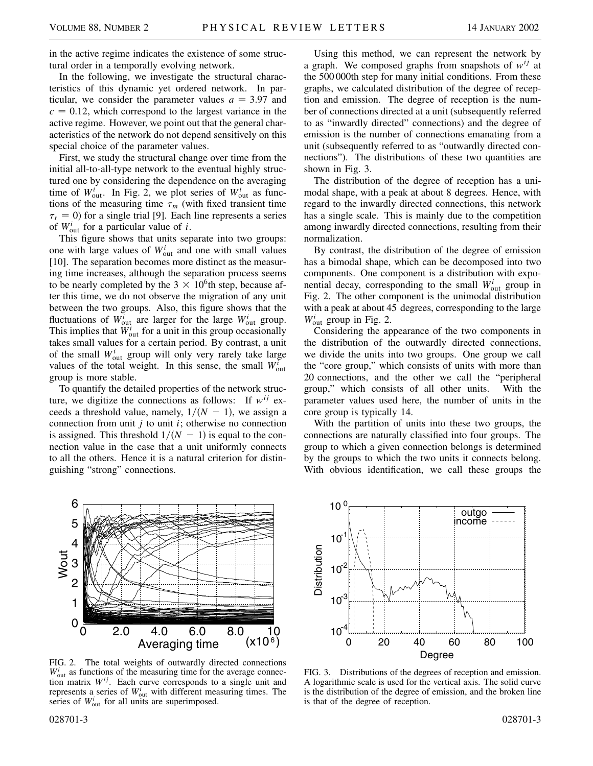in the active regime indicates the existence of some structural order in a temporally evolving network.

In the following, we investigate the structural characteristics of this dynamic yet ordered network. In particular, we consider the parameter values $a = 3.97$ and $c = 0.12$, which correspond to the largest variance in the active regime. However, we point out that the general characteristics of the network do not depend sensitively on this special choice of the parameter values.

First, we study the structural change over time from the initial all-to-all-type network to the eventual highly structured one by considering the dependence on the averaging time of $W^i_{\mathrm{out}}$. In Fig. 2, we plot series of $W^i_{\mathrm{out}}$ as functions of the measuring time $\tau_m$ (with fixed transient time $\tau_t = 0$) for a single trial [9]. Each line represents a series of $W^i_{\mathrm{out}}$ for a particular value of $i$.

This figure shows that units separate into two groups: one with large values of $W^i_{\mathrm{out}}$ and one with small values [10]. The separation becomes more distinct as the measuring time increases, although the separation process seems to be nearly completed by the $3 \times 10^6$th step, because after this time, we do not observe the migration of any unit between the two groups. Also, this figure shows that the fluctuations of $W^i_{\mathrm{out}}$ are larger for the large $W^i_{\mathrm{out}}$ group. This implies that $W^i_{\mathrm{out}}$ for a unit in this group occasionally takes small values for a certain period. By contrast, a unit of the small $W^i_{\mathrm{out}}$ group will only very rarely take large values of the total weight. In this sense, the small $W^i_{\mathrm{out}}$ group is more stable.

To quantify the detailed properties of the network structure, we digitize the connections as follows: If $w^{ij}$ exceeds a threshold value, namely, $1/(N - 1)$, we assign a connection from unit $j$ to unit $i$; otherwise no connection is assigned. This threshold $1/(N - 1)$ is equal to the connection value in the case that a unit uniformly connects to all the others. Hence it is a natural criterion for distinguishing "strong" connections.

FIG. 2. The total weights of outwardly directed connections $W^i_{\mathrm{out}}$ as functions of the measuring time for the average connection matrix $W^{ij}$. Each curve corresponds to a single unit and represents a series of $W^i_{\mathrm{out}}$ with different measuring times. The series of $W^i_{\mathrm{out}}$ for all units are superimposed.

Using this method, we can represent the network by a graph. We composed graphs from snapshots of $w^{ij}$ at the 500 000th step for many initial conditions. From these graphs, we calculated distribution of the degree of reception and emission. The degree of reception is the number of connections directed at a unit (subsequently referred to as "inwardly directed" connections) and the degree of emission is the number of connections emanating from a unit (subsequently referred to as "outwardly directed connections"). The distributions of these two quantities are shown in Fig. 3.

The distribution of the degree of reception has a unimodal shape, with a peak at about 8 degrees. Hence, with regard to the inwardly directed connections, this network has a single scale. This is mainly due to the competition among inwardly directed connections, resulting from their normalization.

By contrast, the distribution of the degree of emission has a bimodal shape, which can be decomposed into two components. One component is a distribution with exponential decay, corresponding to the small $W^i_{\mathrm{out}}$ group in Fig. 2. The other component is the unimodal distribution with a peak at about 45 degrees, corresponding to the large $W^i_{\mathrm{out}}$ group in Fig. 2.

Considering the appearance of the two components in the distribution of the outwardly directed connections, we divide the units into two groups. One group we call the "core group," which consists of units with more than 20 connections, and the other we call the "peripheral group," which consists of all other units. With the parameter values used here, the number of units in the core group is typically 14.

With the partition of units into these two groups, the connections are naturally classified into four groups. The group to which a given connection belongs is determined by the groups to which the two units it connects belong. With obvious identification, we call these groups the

FIG. 3. Distributions of the degrees of reception and emission. A logarithmic scale is used for the vertical axis. The solid curve is the distribution of the degree of emission, and the broken line is that of the degree of reception.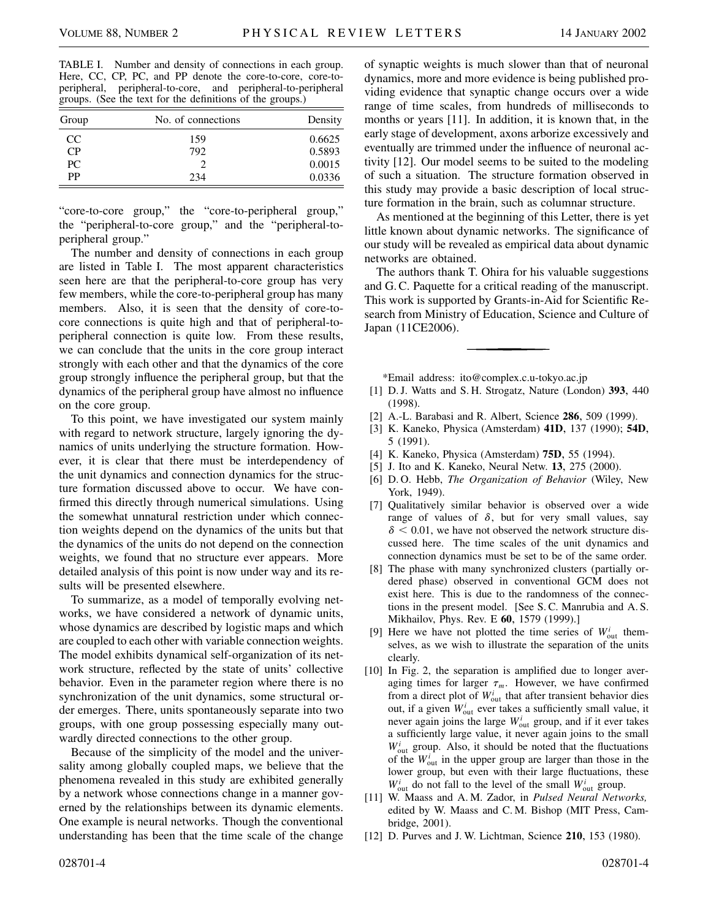TABLE I. Number and density of connections in each group. Here, CC, CP, PC, and PP denote the core-to-core, core-to-peripheral, peripheral-to-core, and peripheral-to-peripheral groups. (See the text for the definitions of the groups.)

| Group | No. of connections | Density |
|---|---|---|
| CC | 159 | 0.6625 |
| CP | 792 | 0.5893 |
| PC | 2 | 0.0015 |
| PP | 234 | 0.0336 |

"core-to-core group," the "core-to-peripheral group," the "peripheral-to-core group," and the "peripheral-to-peripheral group."

The number and density of connections in each group are listed in Table I. The most apparent characteristics seen here are that the peripheral-to-core group has very few members, while the core-to-peripheral group has many members. Also, it is seen that the density of core-to-core connections is quite high and that of peripheral-to-peripheral connection is quite low. From these results, we can conclude that the units in the core group interact strongly with each other and that the dynamics of the core group strongly influence the peripheral group, but that the dynamics of the peripheral group have almost no influence on the core group.

To this point, we have investigated our system mainly with regard to network structure, largely ignoring the dynamics of units underlying the structure formation. However, it is clear that there must be interdependency of the unit dynamics and connection dynamics for the structure formation discussed above to occur. We have confirmed this directly through numerical simulations. Using the somewhat unnatural restriction under which connection weights depend on the dynamics of the units but that the dynamics of the units do not depend on the connection weights, we found that no structure ever appears. More detailed analysis of this point is now under way and its results will be presented elsewhere.

To summarize, as a model of temporally evolving networks, we have considered a network of dynamic units, whose dynamics are described by logistic maps and which are coupled to each other with variable connection weights. The model exhibits dynamical self-organization of its network structure, reflected by the state of units' collective behavior. Even in the parameter region where there is no synchronization of the unit dynamics, some structural order emerges. There, units spontaneously separate into two groups, with one group possessing especially many outwardly directed connections to the other group.

Because of the simplicity of the model and the universality among globally coupled maps, we believe that the phenomena revealed in this study are exhibited generally by a network whose connections change in a manner governed by the relationships between its dynamic elements. One example is neural networks. Though the conventional understanding has been that the time scale of the change of synaptic weights is much slower than that of neuronal dynamics, more and more evidence is being published providing evidence that synaptic change occurs over a wide range of time scales, from hundreds of milliseconds to months or years [11]. In addition, it is known that, in the early stage of development, axons arborize excessively and eventually are trimmed under the influence of neuronal activity [12]. Our model seems to be suited to the modeling of such a situation. The structure formation observed in this study may provide a basic description of local structure formation in the brain, such as columnar structure.

As mentioned at the beginning of this Letter, there is yet little known about dynamic networks. The significance of our study will be revealed as empirical data about dynamic networks are obtained.

The authors thank T. Ohira for his valuable suggestions and G. C. Paquette for a critical reading of the manuscript. This work is supported by Grants-in-Aid for Scientific Research from Ministry of Education, Science and Culture of Japan (11CE2006).

*Email address: ito@complex.c.u-tokyo.ac.jp

[1] D. J. Watts and S. H. Strogatz, Nature (London) **393**, 440 (1998).

[2] A.-L. Barabasi and R. Albert, Science **286**, 509 (1999).

[3] K. Kaneko, Physica (Amsterdam) **41D**, 137 (1990); **54D**, 5 (1991).

[4] K. Kaneko, Physica (Amsterdam) **75D**, 55 (1994).

[5] J. Ito and K. Kaneko, Neural Netw. **13**, 275 (2000).

[6] D. O. Hebb, *The Organization of Behavior* (Wiley, New York, 1949).

[7] Qualitatively similar behavior is observed over a wide range of values of $\delta$, but for very small values, say $\delta < 0.01$, we have not observed the network structure discussed here. The time scales of the unit dynamics and connection dynamics must be set to be of the same order.

[8] The phase with many synchronized clusters (partially ordered phase) observed in conventional GCM does not exist here. This is due to the randomness of the connections in the present model. [See S. C. Manrubia and A. S. Mikhailov, Phys. Rev. E **60**, 1579 (1999).]

[9] Here we have not plotted the time series of $W^i_{\rm out}$ themselves, as we wish to illustrate the separation of the units clearly.

[10] In Fig. 2, the separation is amplified due to longer averaging times for larger $\tau_m$. However, we have confirmed from a direct plot of $W^i_{\rm out}$ that after transient behavior dies out, if a given $W^i_{\rm out}$ ever takes a sufficiently small value, it never again joins the large $W^i_{\rm out}$ group, and if it ever takes a sufficiently large value, it never again joins to the small $W^i_{\rm out}$ group. Also, it should be noted that the fluctuations of the $W^i_{\rm out}$ in the upper group are larger than those in the lower group, but even with their large fluctuations, these $W^i_{\rm out}$ do not fall to the level of the small $W^i_{\rm out}$ group.

[11] W. Maass and A. M. Zador, in *Pulsed Neural Networks,* edited by W. Maass and C. M. Bishop (MIT Press, Cambridge, 2001).

[12] D. Purves and J. W. Lichtman, Science **210**, 153 (1980).